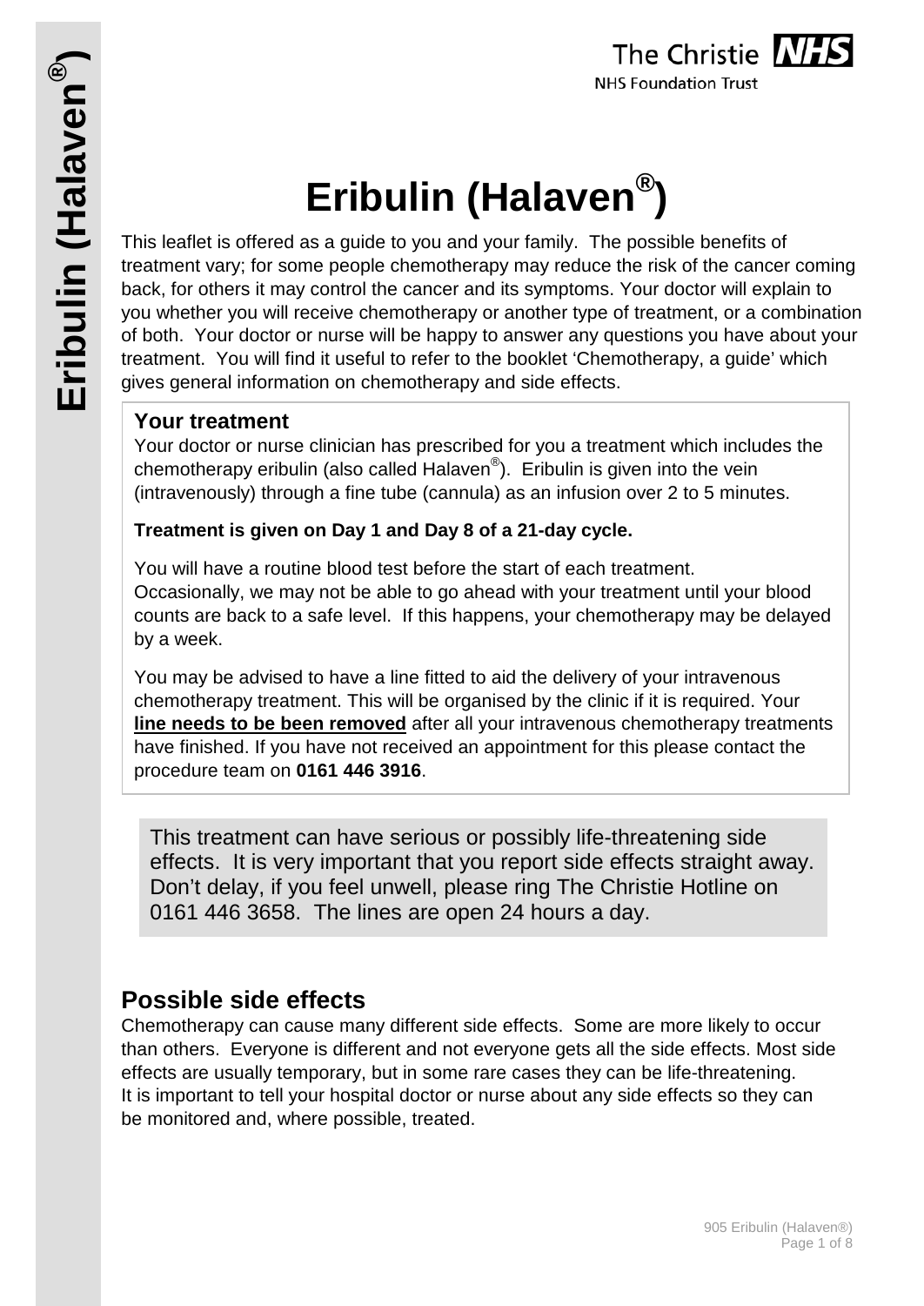# Eribulin (Halaven®)

This leaflet is offered as a guide to you and your family. The possible benefits of treatment vary; for some people chemotherapy may reduce the risk of the cancer coming back, for others it may control the cancer and its symptoms. Your doctor will explain to you whether you will receive chemotherapy or another type of treatment, or a combination of both. Your doctor or nurse will be happy to answer any questions you have about your treatment. You will find it useful to refer to the booklet 'Chemotherapy, a guide' which gives general information on chemotherapy and side effects.

### Your treatment

Your doctor or nurse clinician has prescribed for you a treatment which includes the chemotherapy eribulin (also called Halaven®). Eribulin is given into the vein (intravenously) through a fine tube (cannula) as an infusion over 2 to 5 minutes.

**Treatment is given on Day 1 and Day 8 of a 21-day cycle.**

You will have a routine blood test before the start of each treatment. Occasionally, we may not be able to go ahead with your treatment until your blood counts are back to a safe level. If this happens, your chemotherapy may be delayed by a week.

You may be advised to have a line fitted to aid the delivery of your intravenous chemotherapy treatment. This will be organised by the clinic if it is required. Your **line needs to be been removed** after all your intravenous chemotherapy treatments have finished. If you have not received an appointment for this please contact the procedure team on **0161 446 3916**.

This treatment can have serious or possibly life-threatening side effects. It is very important that you report side effects straight away. Don't delay, if you feel unwell, please ring The Christie Hotline on 0161 446 3658. The lines are open 24 hours a day.

## Possible side effects

Chemotherapy can cause many different side effects. Some are more likely to occur than others. Everyone is different and not everyone gets all the side effects. Most side effects are usually temporary, but in some rare cases they can be life-threatening. It is important to tell your hospital doctor or nurse about any side effects so they can be monitored and, where possible, treated.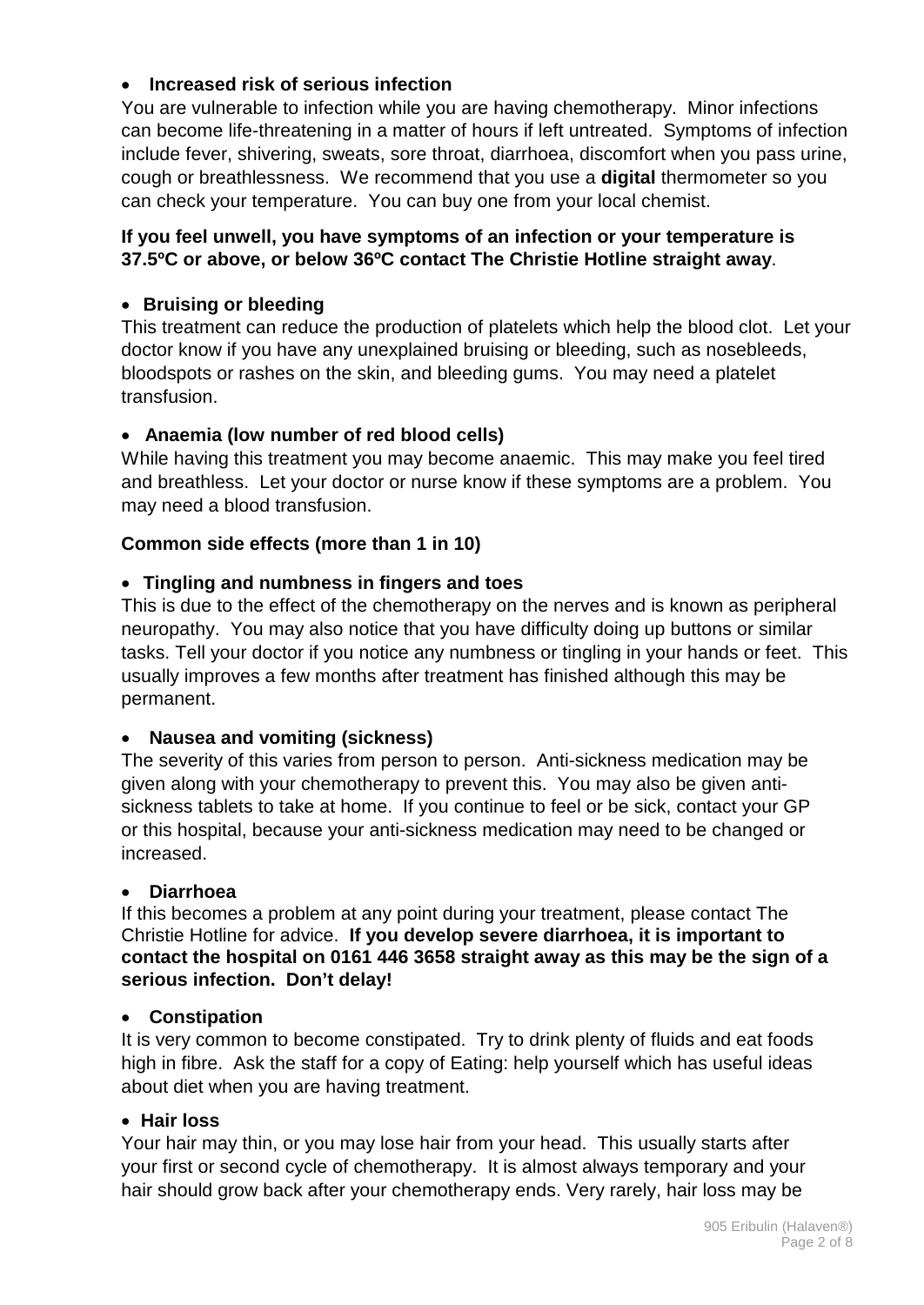- **Increased risk of serious infection**

You are vulnerable to infection while you are having chemotherapy. Minor infections can become life-threatening in a matter of hours if left untreated. Symptoms of infection include fever, shivering, sweats, sore throat, diarrhoea, discomfort when you pass urine, cough or breathlessness. We recommend that you use a **digital** thermometer so you can check your temperature. You can buy one from your local chemist.

**If you feel unwell, you have symptoms of an infection or your temperature is 37.5ºC or above, or below 36ºC contact The Christie Hotline straight away**.

- **Bruising or bleeding**

This treatment can reduce the production of platelets which help the blood clot. Let your doctor know if you have any unexplained bruising or bleeding, such as nosebleeds, bloodspots or rashes on the skin, and bleeding gums. You may need a platelet transfusion.

- **Anaemia (low number of red blood cells)**

While having this treatment you may become anaemic. This may make you feel tired and breathless. Let your doctor or nurse know if these symptoms are a problem. You may need a blood transfusion.

**Common side effects (more than 1 in 10)**

- **Tingling and numbness in fingers and toes**

This is due to the effect of the chemotherapy on the nerves and is known as peripheral neuropathy. You may also notice that you have difficulty doing up buttons or similar tasks. Tell your doctor if you notice any numbness or tingling in your hands or feet. This usually improves a few months after treatment has finished although this may be permanent.

- **Nausea and vomiting (sickness)**

The severity of this varies from person to person. Anti-sickness medication may be given along with your chemotherapy to prevent this. You may also be given anti-sickness tablets to take at home. If you continue to feel or be sick, contact your GP or this hospital, because your anti-sickness medication may need to be changed or increased.

- **Diarrhoea**

If this becomes a problem at any point during your treatment, please contact The Christie Hotline for advice. **If you develop severe diarrhoea, it is important to contact the hospital on 0161 446 3658 straight away as this may be the sign of a serious infection. Don't delay!**

- **Constipation**

It is very common to become constipated. Try to drink plenty of fluids and eat foods high in fibre. Ask the staff for a copy of Eating: help yourself which has useful ideas about diet when you are having treatment.

- **Hair loss**

Your hair may thin, or you may lose hair from your head. This usually starts after your first or second cycle of chemotherapy. It is almost always temporary and your hair should grow back after your chemotherapy ends. Very rarely, hair loss may be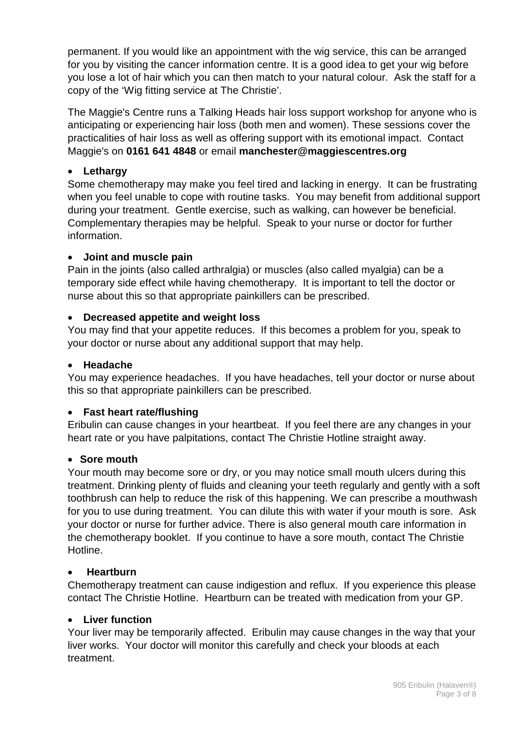permanent. If you would like an appointment with the wig service, this can be arranged for you by visiting the cancer information centre. It is a good idea to get your wig before you lose a lot of hair which you can then match to your natural colour. Ask the staff for a copy of the 'Wig fitting service at The Christie'.

The Maggie's Centre runs a Talking Heads hair loss support workshop for anyone who is anticipating or experiencing hair loss (both men and women). These sessions cover the practicalities of hair loss as well as offering support with its emotional impact. Contact Maggie's on **0161 641 4848** or email **manchester@maggiescentres.org**

- **Lethargy**

Some chemotherapy may make you feel tired and lacking in energy. It can be frustrating when you feel unable to cope with routine tasks. You may benefit from additional support during your treatment. Gentle exercise, such as walking, can however be beneficial. Complementary therapies may be helpful. Speak to your nurse or doctor for further information.

- **Joint and muscle pain**

Pain in the joints (also called arthralgia) or muscles (also called myalgia) can be a temporary side effect while having chemotherapy. It is important to tell the doctor or nurse about this so that appropriate painkillers can be prescribed.

- **Decreased appetite and weight loss**

You may find that your appetite reduces. If this becomes a problem for you, speak to your doctor or nurse about any additional support that may help.

- **Headache**

You may experience headaches. If you have headaches, tell your doctor or nurse about this so that appropriate painkillers can be prescribed.

- **Fast heart rate/flushing**

Eribulin can cause changes in your heartbeat. If you feel there are any changes in your heart rate or you have palpitations, contact The Christie Hotline straight away.

- **Sore mouth**

Your mouth may become sore or dry, or you may notice small mouth ulcers during this treatment. Drinking plenty of fluids and cleaning your teeth regularly and gently with a soft toothbrush can help to reduce the risk of this happening. We can prescribe a mouthwash for you to use during treatment. You can dilute this with water if your mouth is sore. Ask your doctor or nurse for further advice. There is also general mouth care information in the chemotherapy booklet. If you continue to have a sore mouth, contact The Christie Hotline.

- **Heartburn**

Chemotherapy treatment can cause indigestion and reflux. If you experience this please contact The Christie Hotline. Heartburn can be treated with medication from your GP.

- **Liver function**

Your liver may be temporarily affected. Eribulin may cause changes in the way that your liver works. Your doctor will monitor this carefully and check your bloods at each treatment.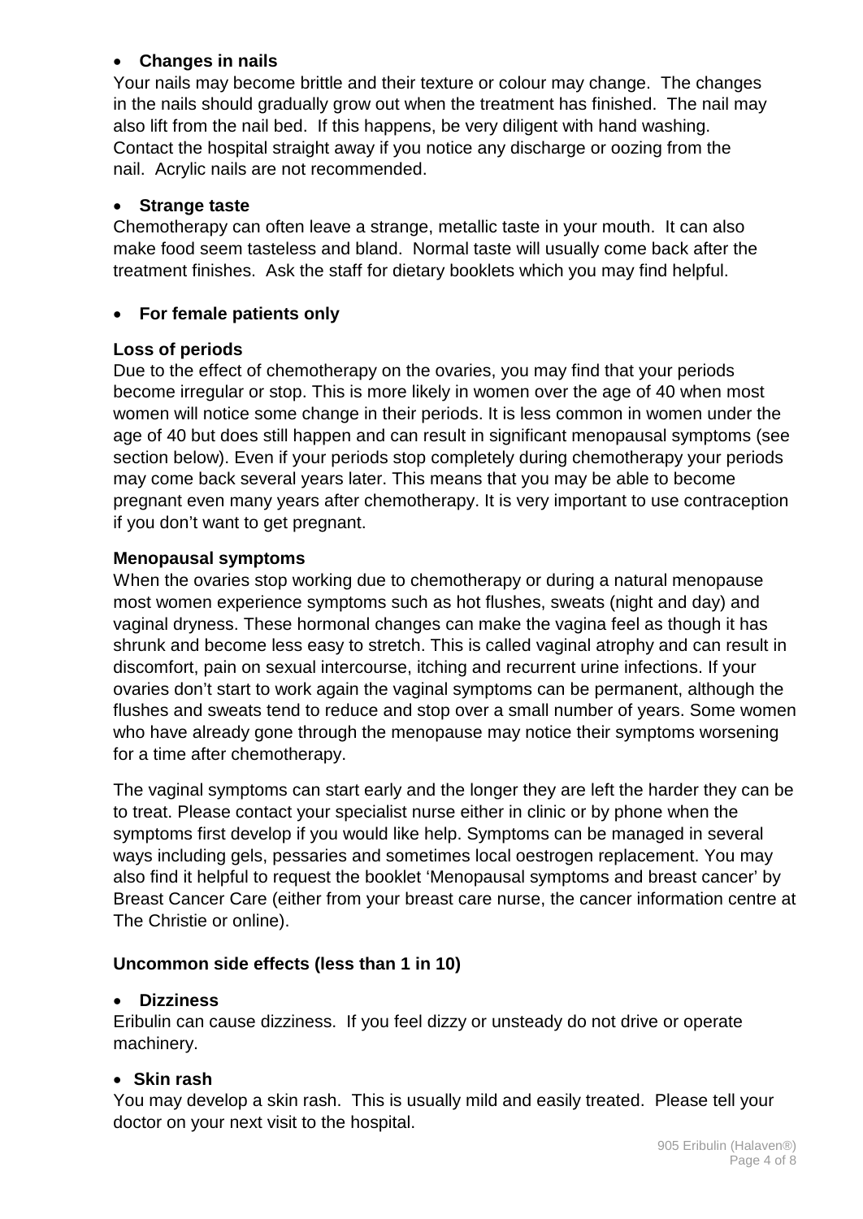- **Changes in nails**

Your nails may become brittle and their texture or colour may change. The changes in the nails should gradually grow out when the treatment has finished. The nail may also lift from the nail bed. If this happens, be very diligent with hand washing. Contact the hospital straight away if you notice any discharge or oozing from the nail. Acrylic nails are not recommended.

- **Strange taste**

Chemotherapy can often leave a strange, metallic taste in your mouth. It can also make food seem tasteless and bland. Normal taste will usually come back after the treatment finishes. Ask the staff for dietary booklets which you may find helpful.

- **For female patients only**

**Loss of periods**

Due to the effect of chemotherapy on the ovaries, you may find that your periods become irregular or stop. This is more likely in women over the age of 40 when most women will notice some change in their periods. It is less common in women under the age of 40 but does still happen and can result in significant menopausal symptoms (see section below). Even if your periods stop completely during chemotherapy your periods may come back several years later. This means that you may be able to become pregnant even many years after chemotherapy. It is very important to use contraception if you don't want to get pregnant.

**Menopausal symptoms**

When the ovaries stop working due to chemotherapy or during a natural menopause most women experience symptoms such as hot flushes, sweats (night and day) and vaginal dryness. These hormonal changes can make the vagina feel as though it has shrunk and become less easy to stretch. This is called vaginal atrophy and can result in discomfort, pain on sexual intercourse, itching and recurrent urine infections. If your ovaries don't start to work again the vaginal symptoms can be permanent, although the flushes and sweats tend to reduce and stop over a small number of years. Some women who have already gone through the menopause may notice their symptoms worsening for a time after chemotherapy.

The vaginal symptoms can start early and the longer they are left the harder they can be to treat. Please contact your specialist nurse either in clinic or by phone when the symptoms first develop if you would like help. Symptoms can be managed in several ways including gels, pessaries and sometimes local oestrogen replacement. You may also find it helpful to request the booklet 'Menopausal symptoms and breast cancer' by Breast Cancer Care (either from your breast care nurse, the cancer information centre at The Christie or online).

**Uncommon side effects (less than 1 in 10)**

- **Dizziness**

Eribulin can cause dizziness. If you feel dizzy or unsteady do not drive or operate machinery.

- **Skin rash**

You may develop a skin rash. This is usually mild and easily treated. Please tell your doctor on your next visit to the hospital.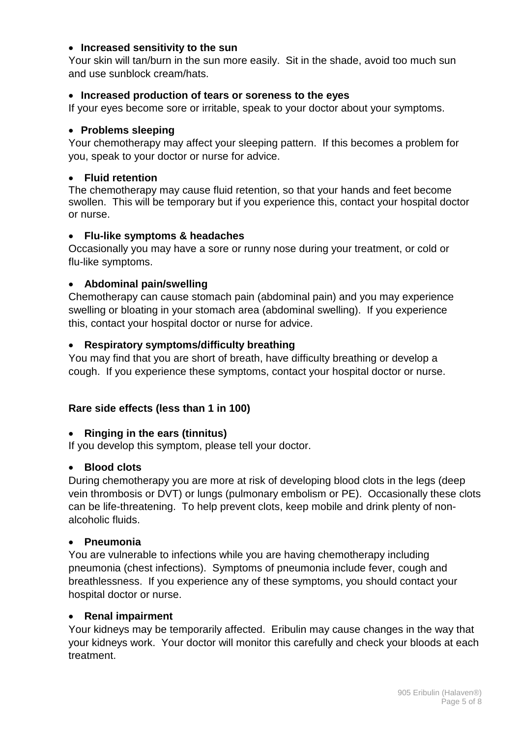- **Increased sensitivity to the sun**

Your skin will tan/burn in the sun more easily. Sit in the shade, avoid too much sun and use sunblock cream/hats.

- **Increased production of tears or soreness to the eyes**

If your eyes become sore or irritable, speak to your doctor about your symptoms.

- **Problems sleeping**

Your chemotherapy may affect your sleeping pattern. If this becomes a problem for you, speak to your doctor or nurse for advice.

- **Fluid retention**

The chemotherapy may cause fluid retention, so that your hands and feet become swollen. This will be temporary but if you experience this, contact your hospital doctor or nurse.

- **Flu-like symptoms & headaches**

Occasionally you may have a sore or runny nose during your treatment, or cold or flu-like symptoms.

- **Abdominal pain/swelling**

Chemotherapy can cause stomach pain (abdominal pain) and you may experience swelling or bloating in your stomach area (abdominal swelling). If you experience this, contact your hospital doctor or nurse for advice.

- **Respiratory symptoms/difficulty breathing**

You may find that you are short of breath, have difficulty breathing or develop a cough. If you experience these symptoms, contact your hospital doctor or nurse.

**Rare side effects (less than 1 in 100)**

- **Ringing in the ears (tinnitus)**

If you develop this symptom, please tell your doctor.

- **Blood clots**

During chemotherapy you are more at risk of developing blood clots in the legs (deep vein thrombosis or DVT) or lungs (pulmonary embolism or PE). Occasionally these clots can be life-threatening. To help prevent clots, keep mobile and drink plenty of non-alcoholic fluids.

- **Pneumonia**

You are vulnerable to infections while you are having chemotherapy including pneumonia (chest infections). Symptoms of pneumonia include fever, cough and breathlessness. If you experience any of these symptoms, you should contact your hospital doctor or nurse.

- **Renal impairment**

Your kidneys may be temporarily affected. Eribulin may cause changes in the way that your kidneys work. Your doctor will monitor this carefully and check your bloods at each treatment.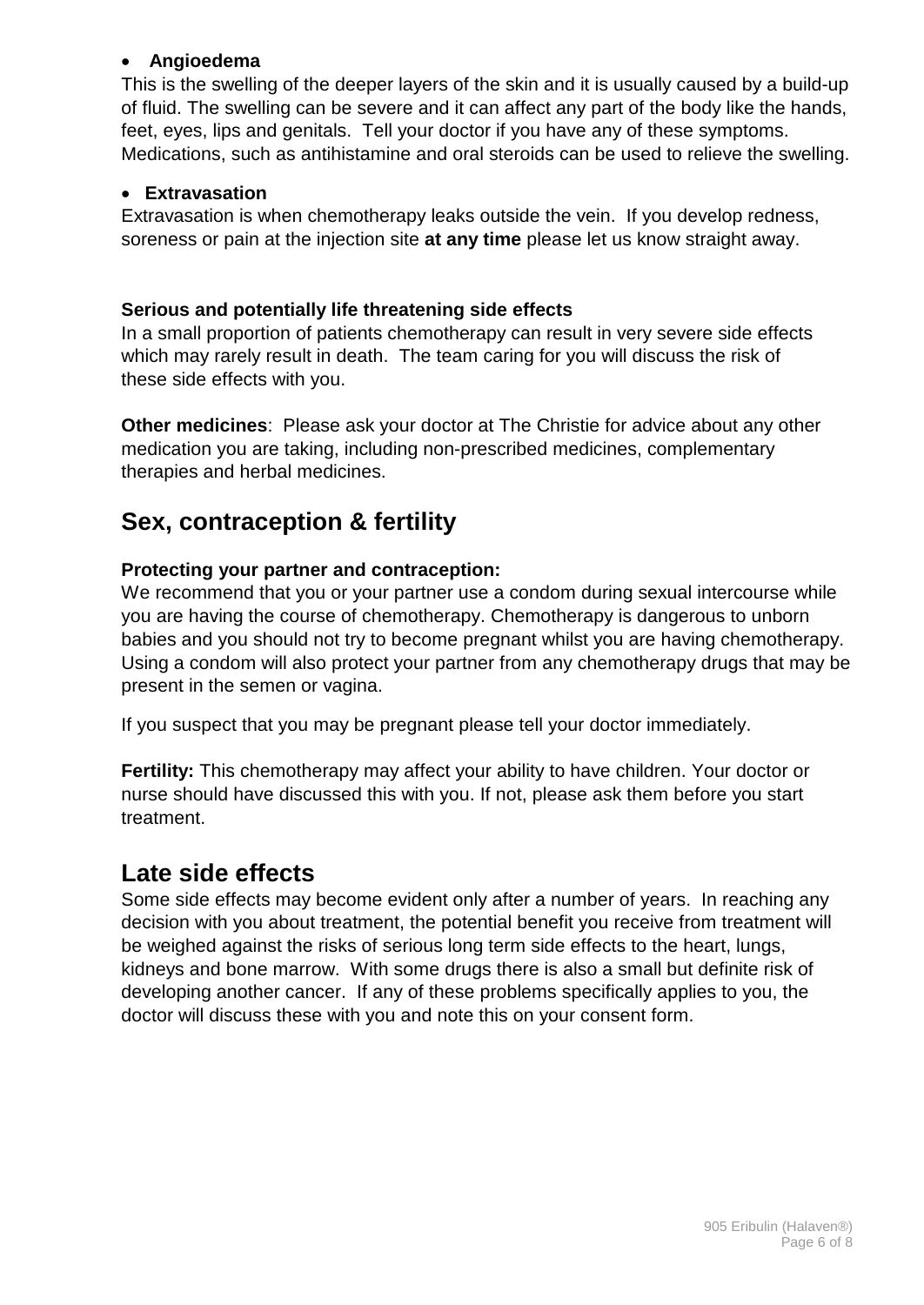- **Angioedema**

This is the swelling of the deeper layers of the skin and it is usually caused by a build-up of fluid. The swelling can be severe and it can affect any part of the body like the hands, feet, eyes, lips and genitals. Tell your doctor if you have any of these symptoms. Medications, such as antihistamine and oral steroids can be used to relieve the swelling.

- **Extravasation**

Extravasation is when chemotherapy leaks outside the vein. If you develop redness, soreness or pain at the injection site **at any time** please let us know straight away.

### Serious and potentially life threatening side effects

In a small proportion of patients chemotherapy can result in very severe side effects which may rarely result in death. The team caring for you will discuss the risk of these side effects with you.

**Other medicines**: Please ask your doctor at The Christie for advice about any other medication you are taking, including non-prescribed medicines, complementary therapies and herbal medicines.

## Sex, contraception & fertility

### Protecting your partner and contraception:

We recommend that you or your partner use a condom during sexual intercourse while you are having the course of chemotherapy. Chemotherapy is dangerous to unborn babies and you should not try to become pregnant whilst you are having chemotherapy. Using a condom will also protect your partner from any chemotherapy drugs that may be present in the semen or vagina.

If you suspect that you may be pregnant please tell your doctor immediately.

**Fertility:** This chemotherapy may affect your ability to have children. Your doctor or nurse should have discussed this with you. If not, please ask them before you start treatment.

## Late side effects

Some side effects may become evident only after a number of years. In reaching any decision with you about treatment, the potential benefit you receive from treatment will be weighed against the risks of serious long term side effects to the heart, lungs, kidneys and bone marrow. With some drugs there is also a small but definite risk of developing another cancer. If any of these problems specifically applies to you, the doctor will discuss these with you and note this on your consent form.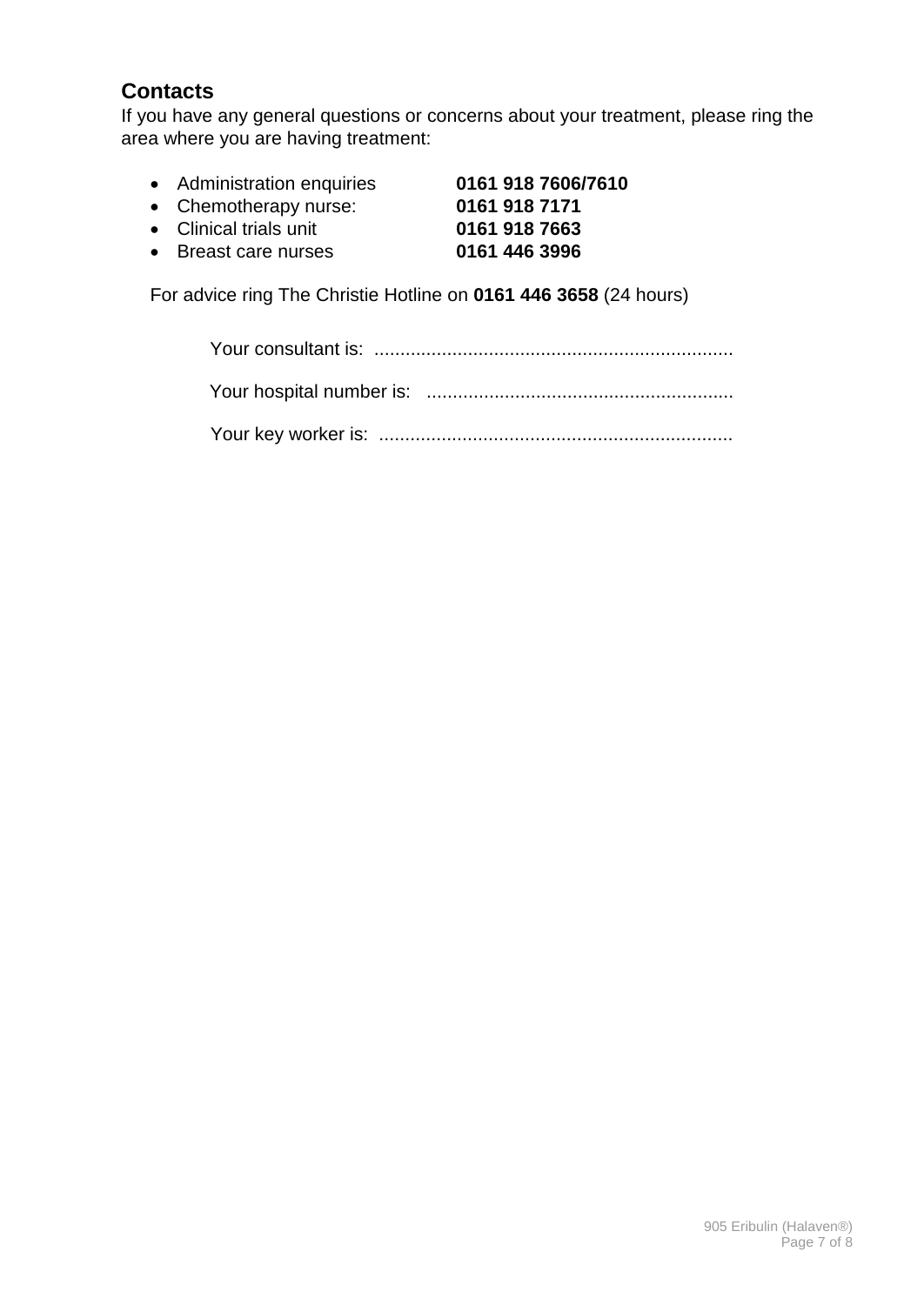## Contacts

If you have any general questions or concerns about your treatment, please ring the area where you are having treatment:

- Administration enquiries **0161 918 7606/7610**
- Chemotherapy nurse: **0161 918 7171**
- Clinical trials unit **0161 918 7663**
- Breast care nurses **0161 446 3996**

For advice ring The Christie Hotline on **0161 446 3658** (24 hours)

Your consultant is: ....................................................................

Your hospital number is: ..........................................................

Your key worker is: ...................................................................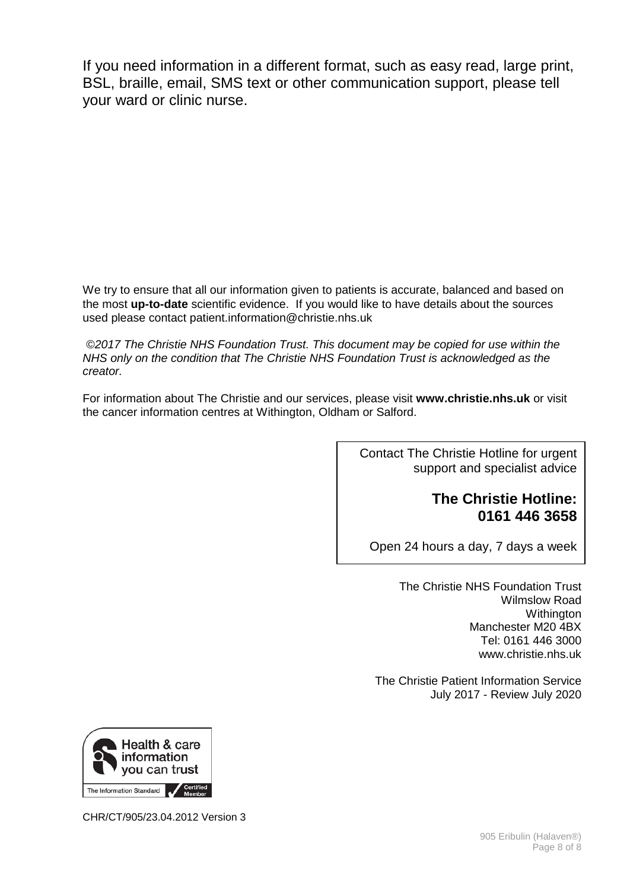If you need information in a different format, such as easy read, large print, BSL, braille, email, SMS text or other communication support, please tell your ward or clinic nurse.

We try to ensure that all our information given to patients is accurate, balanced and based on the most **up-to-date** scientific evidence. If you would like to have details about the sources used please contact patient.information@christie.nhs.uk

*©2017 The Christie NHS Foundation Trust. This document may be copied for use within the NHS only on the condition that The Christie NHS Foundation Trust is acknowledged as the creator.*

For information about The Christie and our services, please visit **www.christie.nhs.uk** or visit the cancer information centres at Withington, Oldham or Salford.

Contact The Christie Hotline for urgent support and specialist advice

**The Christie Hotline: 0161 446 3658**

Open 24 hours a day, 7 days a week

The Christie NHS Foundation Trust
Wilmslow Road
Withington
Manchester M20 4BX
Tel: 0161 446 3000
www.christie.nhs.uk

The Christie Patient Information Service
July 2017 - Review July 2020

Health & care information you can trust
The Information Standard Certified Member

CHR/CT/905/23.04.2012 Version 3